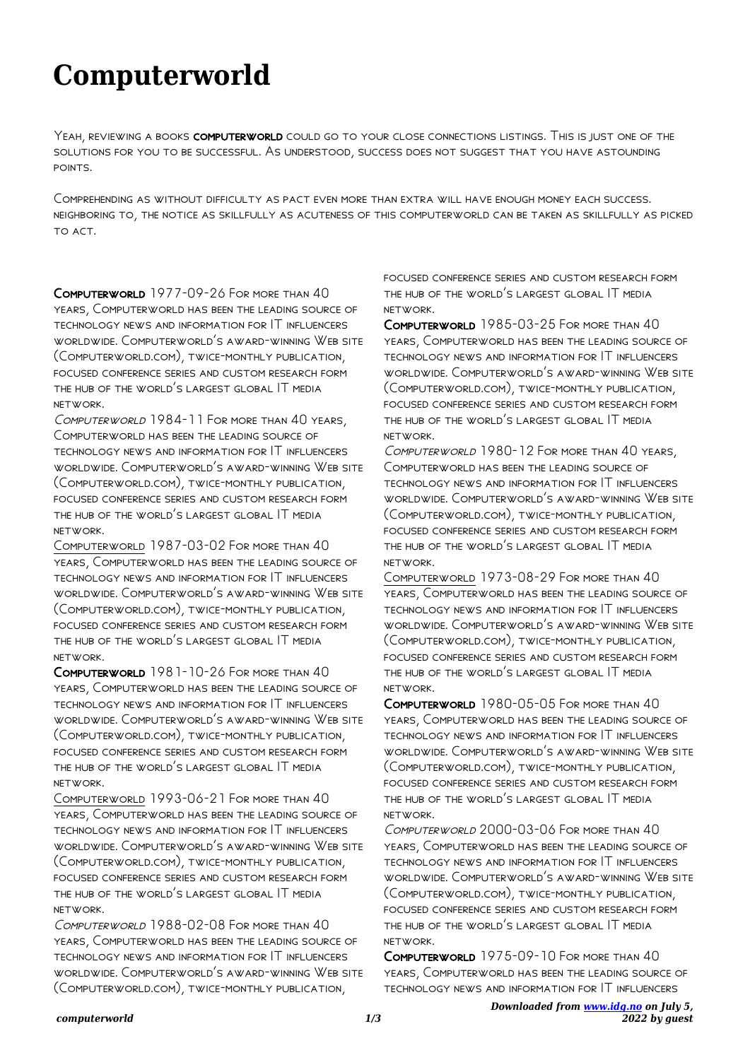# Computerworld

Yeah, reviewing a books **computerworld** could go to your close connections listings. This is just one of the solutions for you to be successful. As understood, success does not suggest that you have astounding points.

Comprehending as without difficulty as pact even more than extra will have enough money each success. neighboring to, the notice as skillfully as acuteness of this computerworld can be taken as skillfully as picked to act.

**Computerworld** 1977-09-26 For more than 40 years, Computerworld has been the leading source of technology news and information for IT influencers worldwide. Computerworld's award-winning Web site (Computerworld.com), twice-monthly publication, focused conference series and custom research form the hub of the world's largest global IT media network.

*Computerworld* 1984-11 For more than 40 years, Computerworld has been the leading source of technology news and information for IT influencers worldwide. Computerworld's award-winning Web site (Computerworld.com), twice-monthly publication, focused conference series and custom research form the hub of the world's largest global IT media network.

Computerworld 1987-03-02 For more than 40 years, Computerworld has been the leading source of technology news and information for IT influencers worldwide. Computerworld's award-winning Web site (Computerworld.com), twice-monthly publication, focused conference series and custom research form the hub of the world's largest global IT media network.

**Computerworld** 1981-10-26 For more than 40 years, Computerworld has been the leading source of technology news and information for IT influencers worldwide. Computerworld's award-winning Web site (Computerworld.com), twice-monthly publication, focused conference series and custom research form the hub of the world's largest global IT media network.

Computerworld 1993-06-21 For more than 40 years, Computerworld has been the leading source of technology news and information for IT influencers worldwide. Computerworld's award-winning Web site (Computerworld.com), twice-monthly publication, focused conference series and custom research form the hub of the world's largest global IT media network.

*Computerworld* 1988-02-08 For more than 40 years, Computerworld has been the leading source of technology news and information for IT influencers worldwide. Computerworld's award-winning Web site (Computerworld.com), twice-monthly publication, focused conference series and custom research form the hub of the world's largest global IT media network.

**Computerworld** 1985-03-25 For more than 40 years, Computerworld has been the leading source of technology news and information for IT influencers worldwide. Computerworld's award-winning Web site (Computerworld.com), twice-monthly publication, focused conference series and custom research form the hub of the world's largest global IT media network.

*Computerworld* 1980-12 For more than 40 years, Computerworld has been the leading source of technology news and information for IT influencers worldwide. Computerworld's award-winning Web site (Computerworld.com), twice-monthly publication, focused conference series and custom research form the hub of the world's largest global IT media network.

Computerworld 1973-08-29 For more than 40 years, Computerworld has been the leading source of technology news and information for IT influencers worldwide. Computerworld's award-winning Web site (Computerworld.com), twice-monthly publication, focused conference series and custom research form the hub of the world's largest global IT media network.

**Computerworld** 1980-05-05 For more than 40 years, Computerworld has been the leading source of technology news and information for IT influencers worldwide. Computerworld's award-winning Web site (Computerworld.com), twice-monthly publication, focused conference series and custom research form the hub of the world's largest global IT media network.

*Computerworld* 2000-03-06 For more than 40 years, Computerworld has been the leading source of technology news and information for IT influencers worldwide. Computerworld's award-winning Web site (Computerworld.com), twice-monthly publication, focused conference series and custom research form the hub of the world's largest global IT media network.

**Computerworld** 1975-09-10 For more than 40 years, Computerworld has been the leading source of technology news and information for IT influencers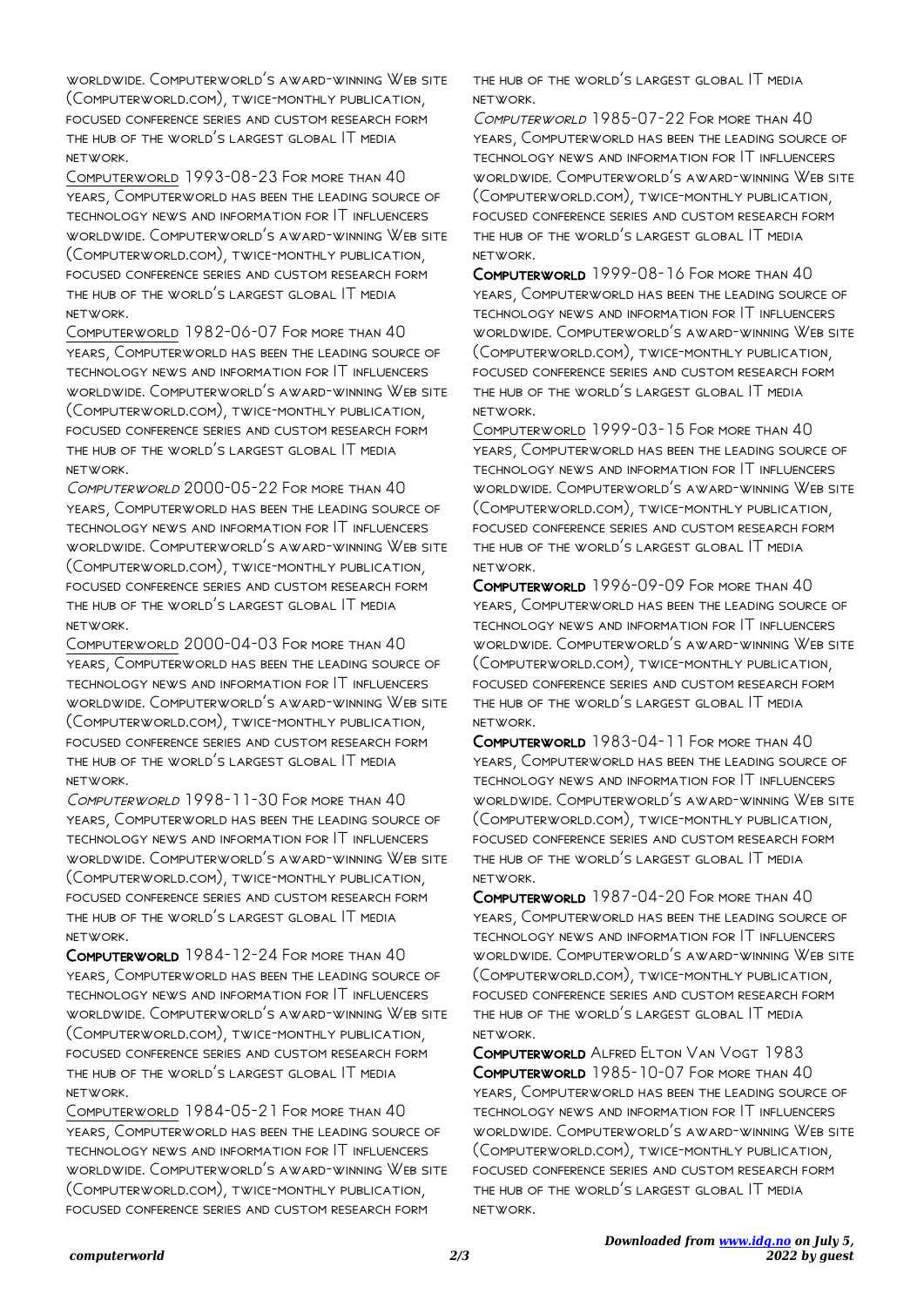worldwide. Computerworld's award-winning Web site (Computerworld.com), twice-monthly publication, focused conference series and custom research form the hub of the world's largest global IT media network.

Computerworld 1993-08-23 For more than 40 years, Computerworld has been the leading source of technology news and information for IT influencers worldwide. Computerworld's award-winning Web site (Computerworld.com), twice-monthly publication, focused conference series and custom research form the hub of the world's largest global IT media network.

Computerworld 1982-06-07 For more than 40 years, Computerworld has been the leading source of technology news and information for IT influencers worldwide. Computerworld's award-winning Web site (Computerworld.com), twice-monthly publication, focused conference series and custom research form the hub of the world's largest global IT media network.

*Computerworld* 2000-05-22 For more than 40 years, Computerworld has been the leading source of technology news and information for IT influencers worldwide. Computerworld's award-winning Web site (Computerworld.com), twice-monthly publication, focused conference series and custom research form the hub of the world's largest global IT media network.

Computerworld 2000-04-03 For more than 40 years, Computerworld has been the leading source of technology news and information for IT influencers worldwide. Computerworld's award-winning Web site (Computerworld.com), twice-monthly publication, focused conference series and custom research form the hub of the world's largest global IT media network.

*Computerworld* 1998-11-30 For more than 40 years, Computerworld has been the leading source of technology news and information for IT influencers worldwide. Computerworld's award-winning Web site (Computerworld.com), twice-monthly publication, focused conference series and custom research form the hub of the world's largest global IT media network.

**Computerworld** 1984-12-24 For more than 40 years, Computerworld has been the leading source of technology news and information for IT influencers worldwide. Computerworld's award-winning Web site (Computerworld.com), twice-monthly publication, focused conference series and custom research form the hub of the world's largest global IT media network.

Computerworld 1984-05-21 For more than 40 years, Computerworld has been the leading source of technology news and information for IT influencers worldwide. Computerworld's award-winning Web site (Computerworld.com), twice-monthly publication, focused conference series and custom research form the hub of the world's largest global IT media network.

*Computerworld* 1985-07-22 For more than 40 years, Computerworld has been the leading source of technology news and information for IT influencers worldwide. Computerworld's award-winning Web site (Computerworld.com), twice-monthly publication, focused conference series and custom research form the hub of the world's largest global IT media network.

**Computerworld** 1999-08-16 For more than 40 years, Computerworld has been the leading source of technology news and information for IT influencers worldwide. Computerworld's award-winning Web site (Computerworld.com), twice-monthly publication, focused conference series and custom research form the hub of the world's largest global IT media network.

Computerworld 1999-03-15 For more than 40 years, Computerworld has been the leading source of technology news and information for IT influencers worldwide. Computerworld's award-winning Web site (Computerworld.com), twice-monthly publication, focused conference series and custom research form the hub of the world's largest global IT media network.

**Computerworld** 1996-09-09 For more than 40 years, Computerworld has been the leading source of technology news and information for IT influencers worldwide. Computerworld's award-winning Web site (Computerworld.com), twice-monthly publication, focused conference series and custom research form the hub of the world's largest global IT media network.

**Computerworld** 1983-04-11 For more than 40 years, Computerworld has been the leading source of technology news and information for IT influencers worldwide. Computerworld's award-winning Web site (Computerworld.com), twice-monthly publication, focused conference series and custom research form the hub of the world's largest global IT media network.

**Computerworld** 1987-04-20 For more than 40 years, Computerworld has been the leading source of technology news and information for IT influencers worldwide. Computerworld's award-winning Web site (Computerworld.com), twice-monthly publication, focused conference series and custom research form the hub of the world's largest global IT media network.

**Computerworld** Alfred Elton Van Vogt 1983

**Computerworld** 1985-10-07 For more than 40 years, Computerworld has been the leading source of technology news and information for IT influencers worldwide. Computerworld's award-winning Web site (Computerworld.com), twice-monthly publication, focused conference series and custom research form the hub of the world's largest global IT media network.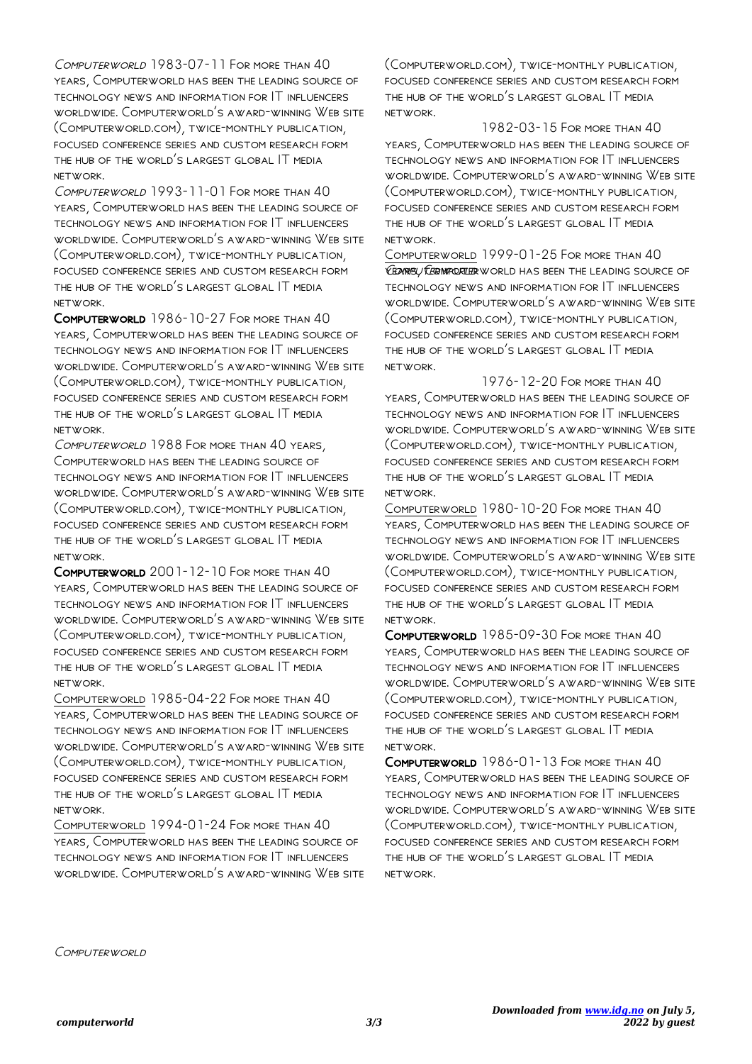*Computerworld* 1983-07-11 For more than 40 years, Computerworld has been the leading source of technology news and information for IT influencers worldwide. Computerworld's award-winning Web site (Computerworld.com), twice-monthly publication, focused conference series and custom research form the hub of the world's largest global IT media network.

*Computerworld* 1993-11-01 For more than 40 years, Computerworld has been the leading source of technology news and information for IT influencers worldwide. Computerworld's award-winning Web site (Computerworld.com), twice-monthly publication, focused conference series and custom research form the hub of the world's largest global IT media network.

**Computerworld** 1986-10-27 For more than 40 years, Computerworld has been the leading source of technology news and information for IT influencers worldwide. Computerworld's award-winning Web site (Computerworld.com), twice-monthly publication, focused conference series and custom research form the hub of the world's largest global IT media network.

*Computerworld* 1988 For more than 40 years, Computerworld has been the leading source of technology news and information for IT influencers worldwide. Computerworld's award-winning Web site (Computerworld.com), twice-monthly publication, focused conference series and custom research form the hub of the world's largest global IT media network.

**Computerworld** 2001-12-10 For more than 40 years, Computerworld has been the leading source of technology news and information for IT influencers worldwide. Computerworld's award-winning Web site (Computerworld.com), twice-monthly publication, focused conference series and custom research form the hub of the world's largest global IT media network.

Computerworld 1985-04-22 For more than 40 years, Computerworld has been the leading source of technology news and information for IT influencers worldwide. Computerworld's award-winning Web site (Computerworld.com), twice-monthly publication, focused conference series and custom research form the hub of the world's largest global IT media network.

Computerworld 1994-01-24 For more than 40 years, Computerworld has been the leading source of technology news and information for IT influencers worldwide. Computerworld's award-winning Web site (Computerworld.com), twice-monthly publication, focused conference series and custom research form the hub of the world's largest global IT media network.

1982-03-15 For more than 40 years, Computerworld has been the leading source of technology news and information for IT influencers worldwide. Computerworld's award-winning Web site (Computerworld.com), twice-monthly publication, focused conference series and custom research form the hub of the world's largest global IT media network.

Computerworld 1999-01-25 For more than 40 years, Computerworld has been the leading source of technology news and information for IT influencers worldwide. Computerworld's award-winning Web site (Computerworld.com), twice-monthly publication, focused conference series and custom research form the hub of the world's largest global IT media network.

1976-12-20 For more than 40 years, Computerworld has been the leading source of technology news and information for IT influencers worldwide. Computerworld's award-winning Web site (Computerworld.com), twice-monthly publication, focused conference series and custom research form the hub of the world's largest global IT media network.

Computerworld 1980-10-20 For more than 40 years, Computerworld has been the leading source of technology news and information for IT influencers worldwide. Computerworld's award-winning Web site (Computerworld.com), twice-monthly publication, focused conference series and custom research form the hub of the world's largest global IT media network.

**Computerworld** 1985-09-30 For more than 40 years, Computerworld has been the leading source of technology news and information for IT influencers worldwide. Computerworld's award-winning Web site (Computerworld.com), twice-monthly publication, focused conference series and custom research form the hub of the world's largest global IT media network.

**Computerworld** 1986-01-13 For more than 40 years, Computerworld has been the leading source of technology news and information for IT influencers worldwide. Computerworld's award-winning Web site (Computerworld.com), twice-monthly publication, focused conference series and custom research form the hub of the world's largest global IT media network.

*Computerworld*